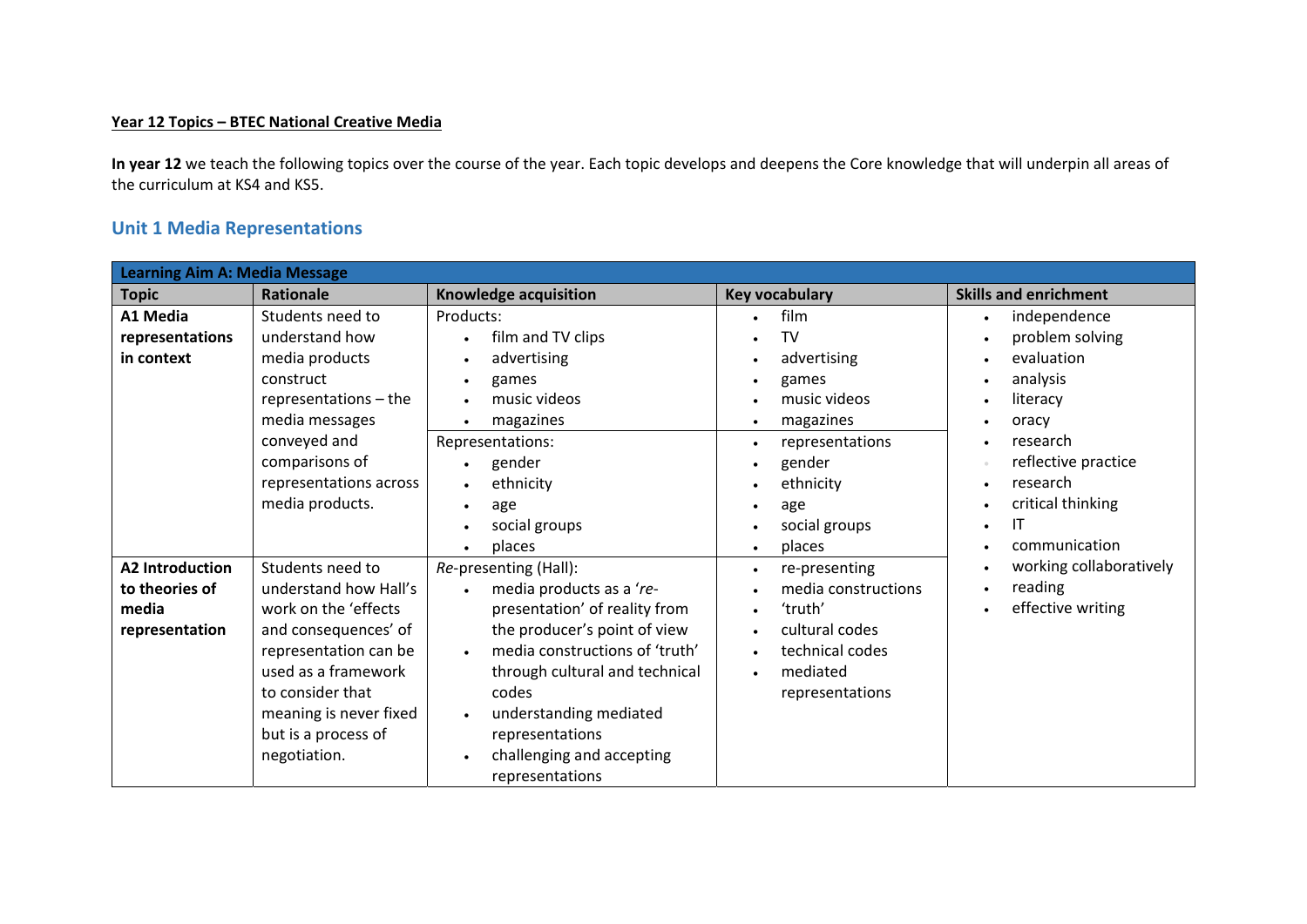**Year 12 Topics – BTEC National Creative Media**

**In year 12** we teach the following topics over the course of the year. Each topic develops and deepens the Core knowledge that will underpin all areas of the curriculum at KS4 and KS5.

## Unit 1 Media Representations

| **Learning Aim A: Media Message** | | | | |
|---|---|---|---|---|
| **Topic** | **Rationale** | **Knowledge acquisition** | **Key vocabulary** | **Skills and enrichment** |
| **A1 Media representations in context** | Students need to understand how media products construct representations – the media messages conveyed and comparisons of representations across media products. | Products:<br>• film and TV clips<br>• advertising<br>• games<br>• music videos<br>• magazines<br>Representations:<br>• gender<br>• ethnicity<br>• age<br>• social groups<br>• places | • film<br>• TV<br>• advertising<br>• games<br>• music videos<br>• magazines<br>• representations<br>• gender<br>• ethnicity<br>• age<br>• social groups<br>• places | • independence<br>• problem solving<br>• evaluation<br>• analysis<br>• literacy<br>• oracy<br>• research<br>• reflective practice<br>• research<br>• critical thinking<br>• IT<br>• communication<br>• working collaboratively<br>• reading<br>• effective writing |
| **A2 Introduction to theories of media representation** | Students need to understand how Hall's work on the 'effects and consequences' of representation can be used as a framework to consider that meaning is never fixed but is a process of negotiation. | *Re*-presenting (Hall):<br>• media products as a '*re*-presentation' of reality from the producer's point of view<br>• media constructions of 'truth' through cultural and technical codes<br>• understanding mediated representations<br>• challenging and accepting representations | • re-presenting<br>• media constructions<br>• 'truth'<br>• cultural codes<br>• technical codes<br>• mediated representations | |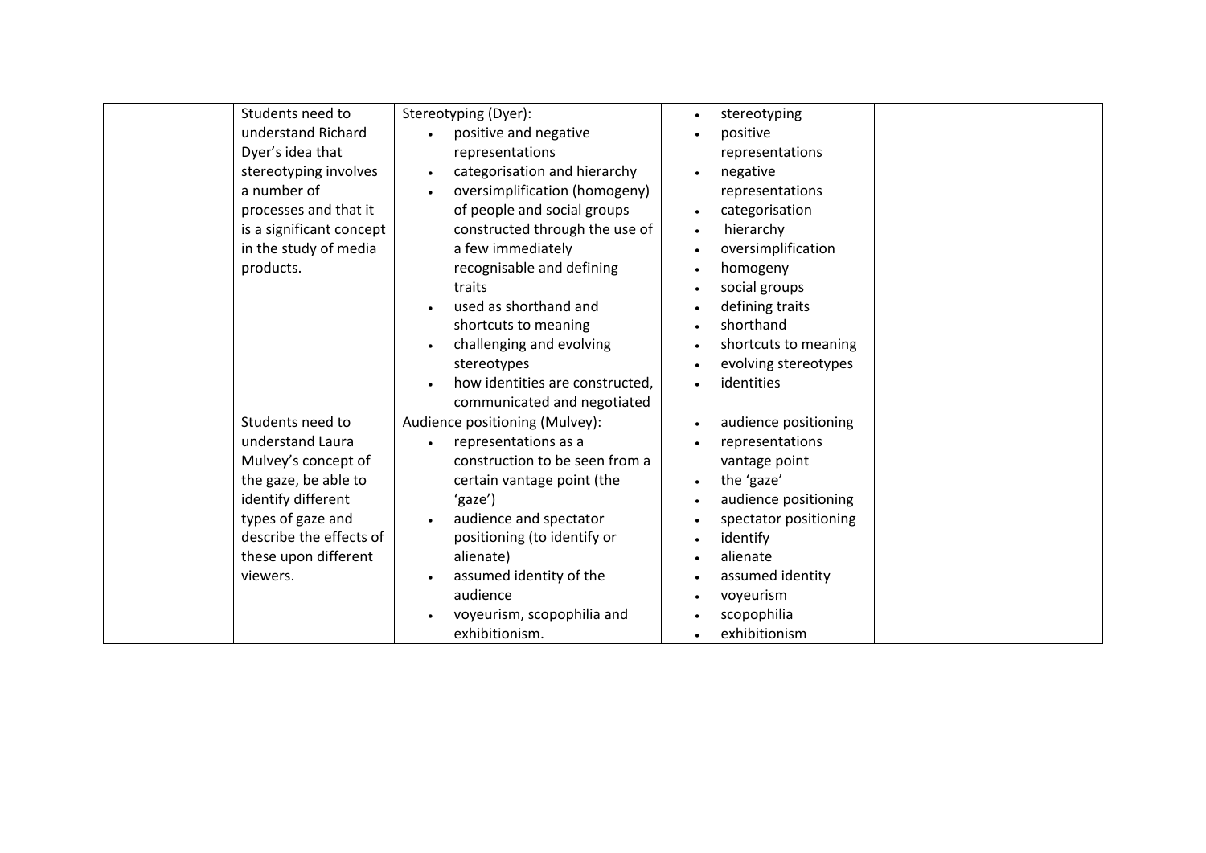|  |  |  |  |  |
|---|---|---|---|---|
|  | Students need to understand Richard Dyer's idea that stereotyping involves a number of processes and that it is a significant concept in the study of media products. | Stereotyping (Dyer):<br>• positive and negative representations<br>• categorisation and hierarchy<br>• oversimplification (homogeny) of people and social groups constructed through the use of a few immediately recognisable and defining traits<br>• used as shorthand and shortcuts to meaning<br>• challenging and evolving stereotypes<br>• how identities are constructed, communicated and negotiated | • stereotyping<br>• positive representations<br>• negative representations<br>• categorisation<br>• hierarchy<br>• oversimplification<br>• homogeny<br>• social groups<br>• defining traits<br>• shorthand<br>• shortcuts to meaning<br>• evolving stereotypes<br>• identities |  |
|  | Students need to understand Laura Mulvey's concept of the gaze, be able to identify different types of gaze and describe the effects of these upon different viewers. | Audience positioning (Mulvey):<br>• representations as a construction to be seen from a certain vantage point (the 'gaze')<br>• audience and spectator positioning (to identify or alienate)<br>• assumed identity of the audience<br>• voyeurism, scopophilia and exhibitionism. | • audience positioning<br>• representations vantage point<br>• the 'gaze'<br>• audience positioning<br>• spectator positioning<br>• identify<br>• alienate<br>• assumed identity<br>• voyeurism<br>• scopophilia<br>• exhibitionism |  |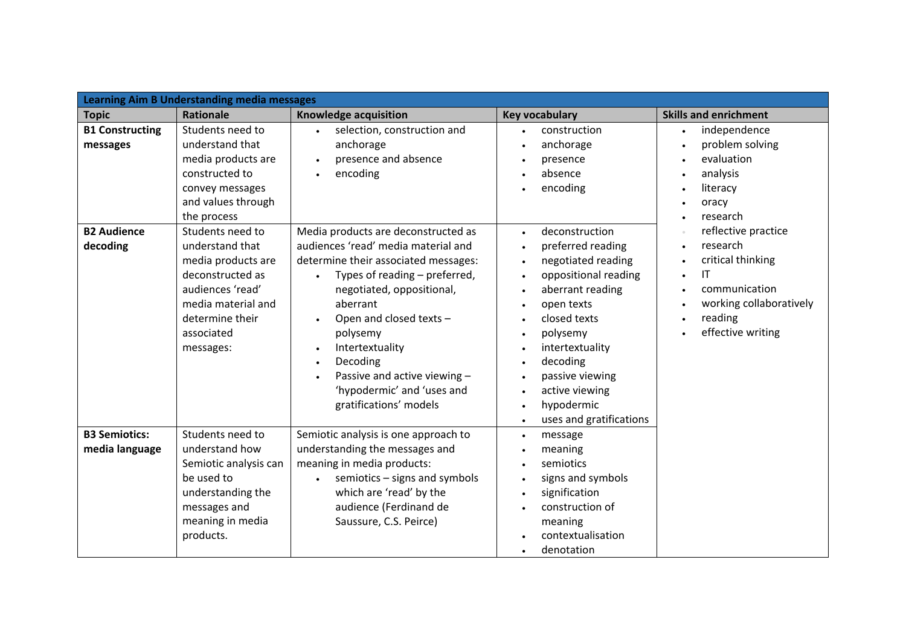| Learning Aim B Understanding media messages | | | | |
|---|---|---|---|---|
| **Topic** | **Rationale** | **Knowledge acquisition** | **Key vocabulary** | **Skills and enrichment** |
| **B1 Constructing messages** | Students need to understand that media products are constructed to convey messages and values through the process | • selection, construction and anchorage<br>• presence and absence<br>• encoding | • construction<br>• anchorage<br>• presence<br>• absence<br>• encoding | • independence<br>• problem solving<br>• evaluation<br>• analysis<br>• literacy<br>• oracy<br>• research<br>• reflective practice<br>• research<br>• critical thinking<br>• IT<br>• communication<br>• working collaboratively<br>• reading<br>• effective writing |
| **B2 Audience decoding** | Students need to understand that media products are deconstructed as audiences 'read' media material and determine their associated messages: | Media products are deconstructed as audiences 'read' media material and determine their associated messages:<br>• Types of reading – preferred, negotiated, oppositional, aberrant<br>• Open and closed texts – polysemy<br>• Intertextuality<br>• Decoding<br>• Passive and active viewing – 'hypodermic' and 'uses and gratifications' models | • deconstruction<br>• preferred reading<br>• negotiated reading<br>• oppositional reading<br>• aberrant reading<br>• open texts<br>• closed texts<br>• polysemy<br>• intertextuality<br>• decoding<br>• passive viewing<br>• active viewing<br>• hypodermic<br>• uses and gratifications | |
| **B3 Semiotics: media language** | Students need to understand how Semiotic analysis can be used to understanding the messages and meaning in media products. | Semiotic analysis is one approach to understanding the messages and meaning in media products:<br>• semiotics – signs and symbols which are 'read' by the audience (Ferdinand de Saussure, C.S. Peirce) | • message<br>• meaning<br>• semiotics<br>• signs and symbols<br>• signification<br>• construction of meaning<br>• contextualisation<br>• denotation | |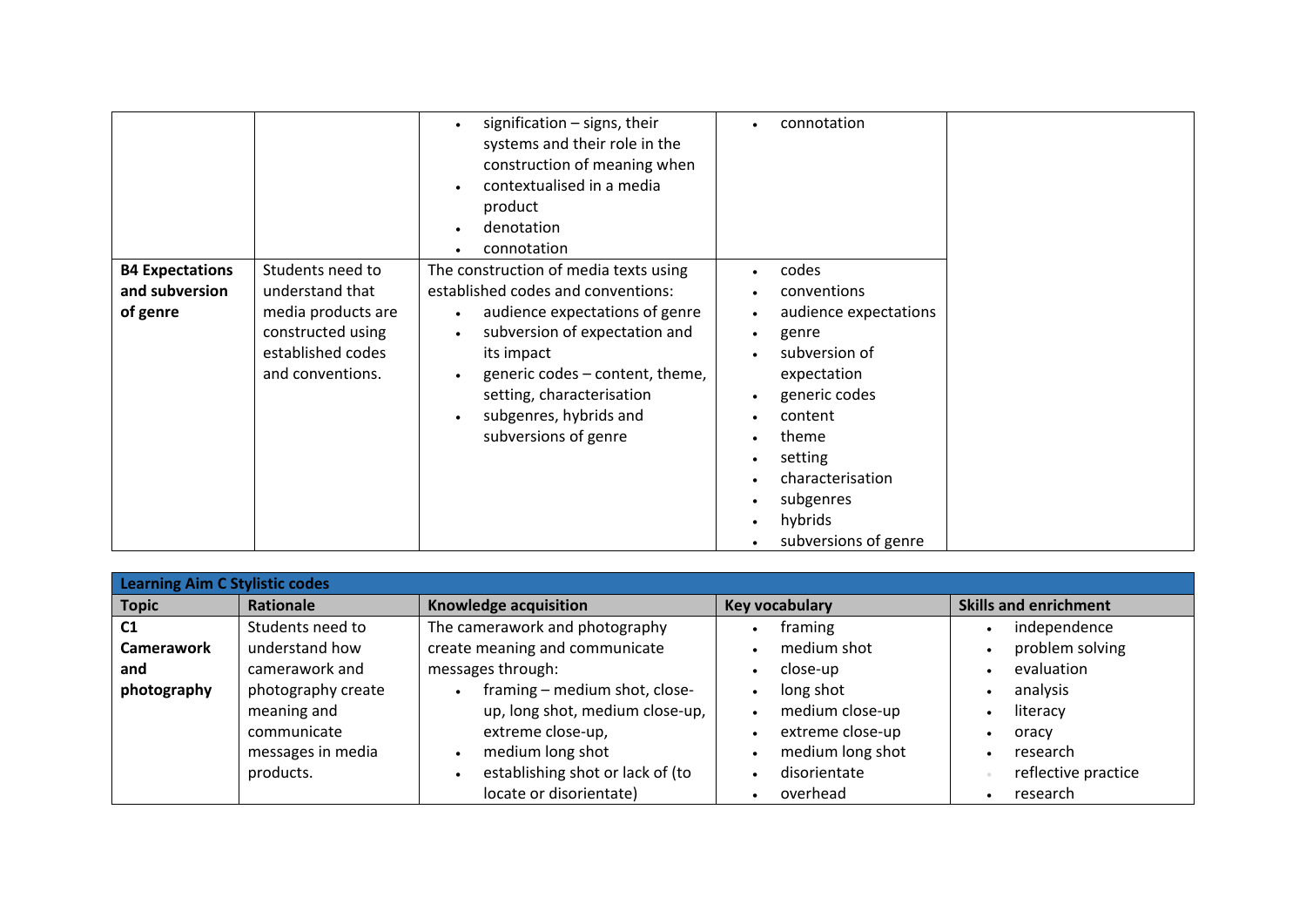| | | | | |
|---|---|---|---|---|
| | | • signification – signs, their systems and their role in the construction of meaning when<br>• contextualised in a media product<br>• denotation<br>• connotation | • connotation | |
| **B4 Expectations and subversion of genre** | Students need to understand that media products are constructed using established codes and conventions. | The construction of media texts using established codes and conventions:<br>• audience expectations of genre<br>• subversion of expectation and its impact<br>• generic codes – content, theme, setting, characterisation<br>• subgenres, hybrids and subversions of genre | • codes<br>• conventions<br>• audience expectations<br>• genre<br>• subversion of expectation<br>• generic codes<br>• content<br>• theme<br>• setting<br>• characterisation<br>• subgenres<br>• hybrids<br>• subversions of genre | |

| **Learning Aim C Stylistic codes** | | | | |
|---|---|---|---|---|
| **Topic** | **Rationale** | **Knowledge acquisition** | **Key vocabulary** | **Skills and enrichment** |
| **C1 Camerawork and photography** | Students need to understand how camerawork and photography create meaning and communicate messages in media products. | The camerawork and photography create meaning and communicate messages through:<br>• framing – medium shot, close-up, long shot, medium close-up, extreme close-up,<br>• medium long shot<br>• establishing shot or lack of (to locate or disorientate) | • framing<br>• medium shot<br>• close-up<br>• long shot<br>• medium close-up<br>• extreme close-up<br>• medium long shot<br>• disorientate<br>• overhead | • independence<br>• problem solving<br>• evaluation<br>• analysis<br>• literacy<br>• oracy<br>• research<br>• reflective practice<br>• research |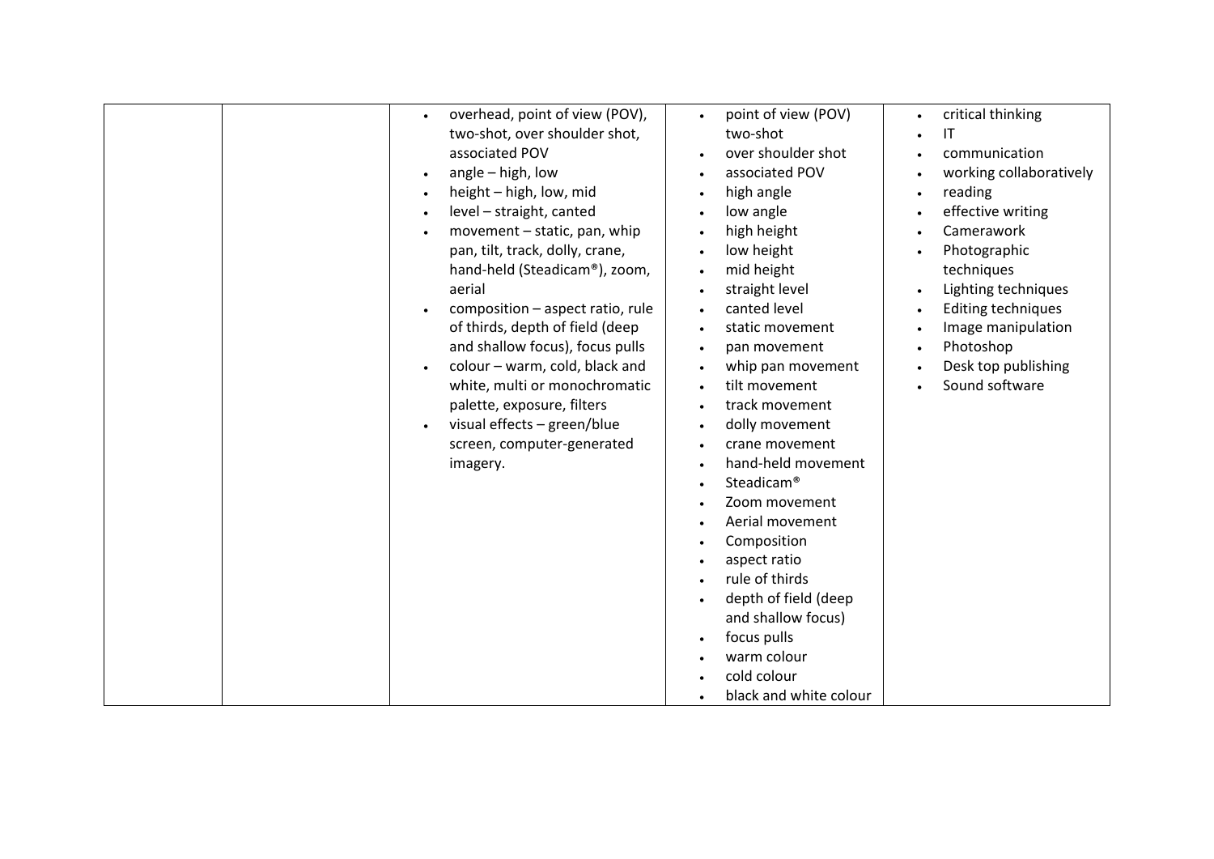|  |  |  |  |  |
|---|---|---|---|---|
|  |  | • overhead, point of view (POV), two-shot, over shoulder shot, associated POV<br>• angle – high, low<br>• height – high, low, mid<br>• level – straight, canted<br>• movement – static, pan, whip pan, tilt, track, dolly, crane, hand-held (Steadicam®), zoom, aerial<br>• composition – aspect ratio, rule of thirds, depth of field (deep and shallow focus), focus pulls<br>• colour – warm, cold, black and white, multi or monochromatic palette, exposure, filters<br>• visual effects – green/blue screen, computer-generated imagery. | • point of view (POV) two-shot<br>• over shoulder shot<br>• associated POV<br>• high angle<br>• low angle<br>• high height<br>• low height<br>• mid height<br>• straight level<br>• canted level<br>• static movement<br>• pan movement<br>• whip pan movement<br>• tilt movement<br>• track movement<br>• dolly movement<br>• crane movement<br>• hand-held movement<br>• Steadicam®<br>• Zoom movement<br>• Aerial movement<br>• Composition<br>• aspect ratio<br>• rule of thirds<br>• depth of field (deep and shallow focus)<br>• focus pulls<br>• warm colour<br>• cold colour<br>• black and white colour | • critical thinking<br>• IT<br>• communication<br>• working collaboratively<br>• reading<br>• effective writing<br>• Camerawork<br>• Photographic techniques<br>• Lighting techniques<br>• Editing techniques<br>• Image manipulation<br>• Photoshop<br>• Desk top publishing<br>• Sound software |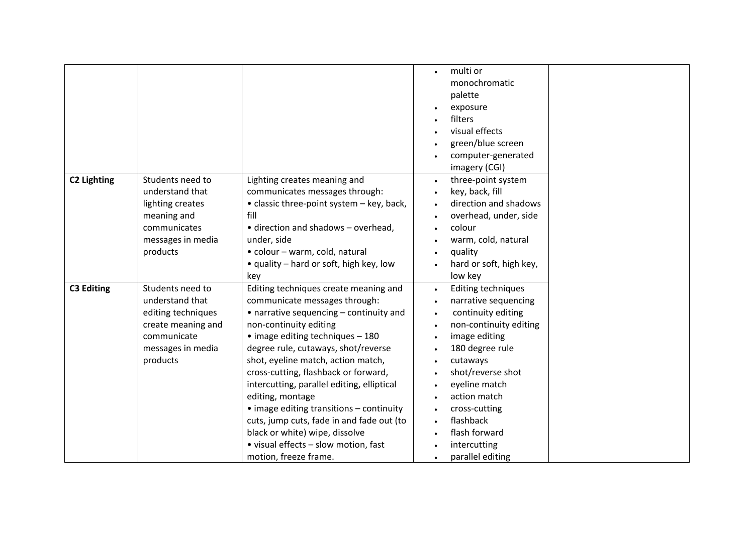| | | | | |
|---|---|---|---|---|
| | | | • multi or monochromatic palette<br>• exposure<br>• filters<br>• visual effects<br>• green/blue screen<br>• computer-generated imagery (CGI) | |
| **C2 Lighting** | Students need to understand that lighting creates meaning and communicates messages in media products | Lighting creates meaning and communicates messages through:<br>• classic three-point system – key, back, fill<br>• direction and shadows – overhead, under, side<br>• colour – warm, cold, natural<br>• quality – hard or soft, high key, low key | • three-point system<br>• key, back, fill<br>• direction and shadows<br>• overhead, under, side<br>• colour<br>• warm, cold, natural<br>• quality<br>• hard or soft, high key, low key | |
| **C3 Editing** | Students need to understand that editing techniques create meaning and communicate messages in media products | Editing techniques create meaning and communicate messages through:<br>• narrative sequencing – continuity and non-continuity editing<br>• image editing techniques – 180 degree rule, cutaways, shot/reverse shot, eyeline match, action match, cross-cutting, flashback or forward, intercutting, parallel editing, elliptical editing, montage<br>• image editing transitions – continuity cuts, jump cuts, fade in and fade out (to black or white) wipe, dissolve<br>• visual effects – slow motion, fast motion, freeze frame. | • Editing techniques<br>• narrative sequencing<br>• continuity editing<br>• non-continuity editing<br>• image editing<br>• 180 degree rule<br>• cutaways<br>• shot/reverse shot<br>• eyeline match<br>• action match<br>• cross-cutting<br>• flashback<br>• flash forward<br>• intercutting<br>• parallel editing | |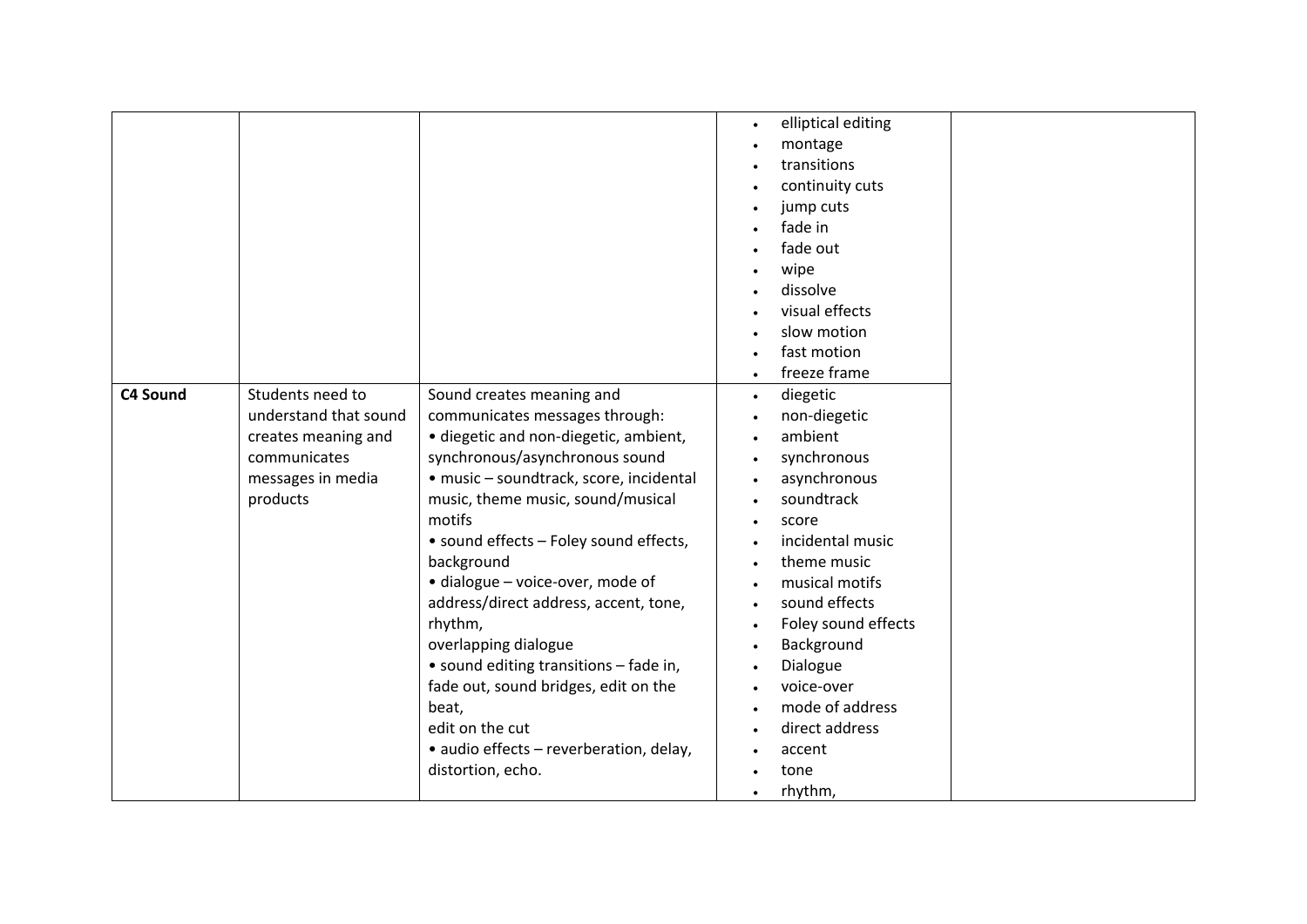| | | | | |
|---|---|---|---|---|
| | | | • elliptical editing<br>• montage<br>• transitions<br>• continuity cuts<br>• jump cuts<br>• fade in<br>• fade out<br>• wipe<br>• dissolve<br>• visual effects<br>• slow motion<br>• fast motion<br>• freeze frame | |
| **C4 Sound** | Students need to understand that sound creates meaning and communicates messages in media products | Sound creates meaning and communicates messages through:<br>• diegetic and non-diegetic, ambient, synchronous/asynchronous sound<br>• music – soundtrack, score, incidental music, theme music, sound/musical motifs<br>• sound effects – Foley sound effects, background<br>• dialogue – voice-over, mode of address/direct address, accent, tone, rhythm,<br>overlapping dialogue<br>• sound editing transitions – fade in, fade out, sound bridges, edit on the beat,<br>edit on the cut<br>• audio effects – reverberation, delay, distortion, echo. | • diegetic<br>• non-diegetic<br>• ambient<br>• synchronous<br>• asynchronous<br>• soundtrack<br>• score<br>• incidental music<br>• theme music<br>• musical motifs<br>• sound effects<br>• Foley sound effects<br>• Background<br>• Dialogue<br>• voice-over<br>• mode of address<br>• direct address<br>• accent<br>• tone<br>• rhythm, | |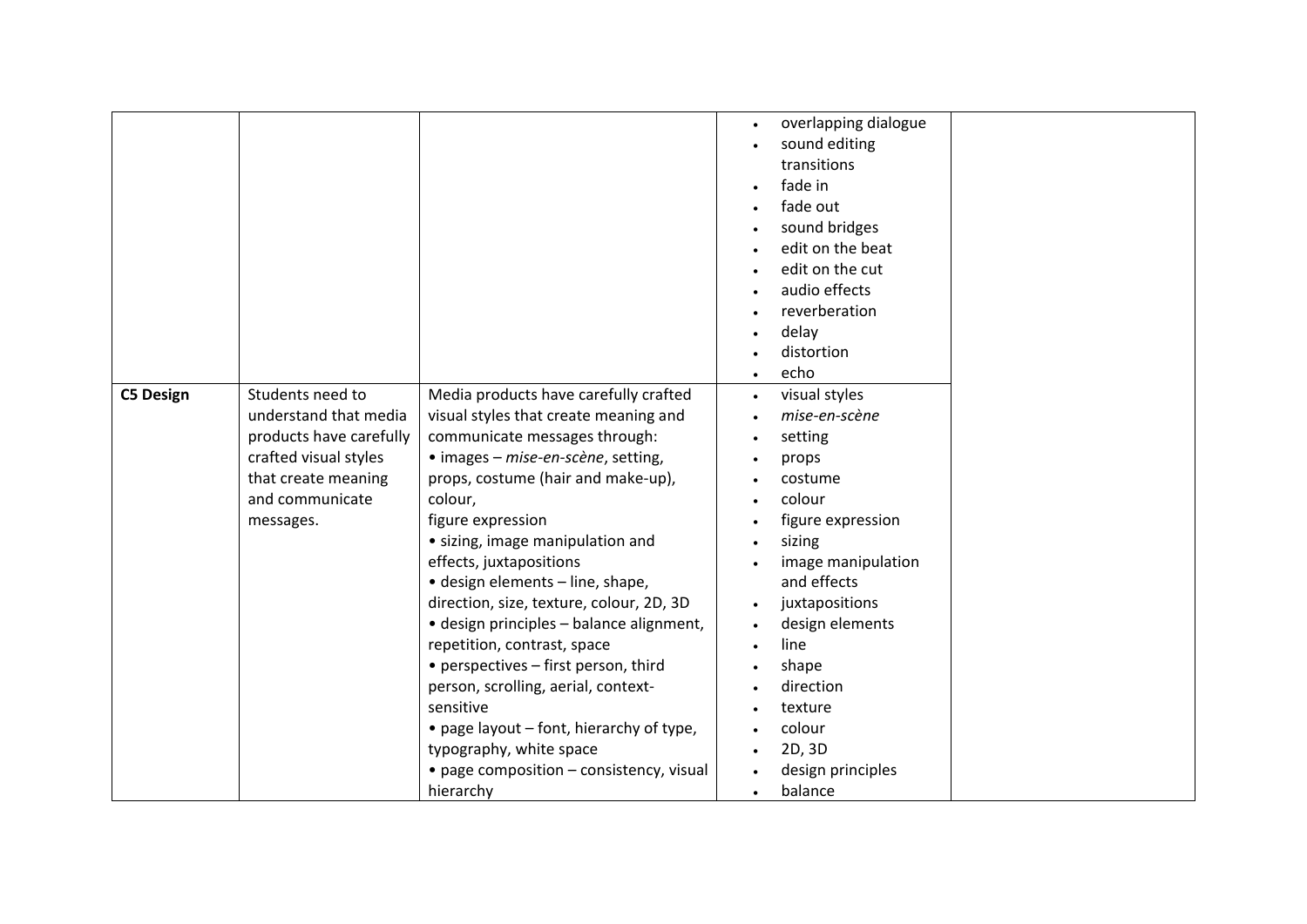| | | | | |
|---|---|---|---|---|
| | | | • overlapping dialogue<br>• sound editing transitions<br>• fade in<br>• fade out<br>• sound bridges<br>• edit on the beat<br>• edit on the cut<br>• audio effects<br>• reverberation<br>• delay<br>• distortion<br>• echo | |
| **C5 Design** | Students need to understand that media products have carefully crafted visual styles that create meaning and communicate messages. | Media products have carefully crafted visual styles that create meaning and communicate messages through:<br>• images – *mise-en-scène*, setting, props, costume (hair and make-up), colour, figure expression<br>• sizing, image manipulation and effects, juxtapositions<br>• design elements – line, shape, direction, size, texture, colour, 2D, 3D<br>• design principles – balance alignment, repetition, contrast, space<br>• perspectives – first person, third person, scrolling, aerial, context-sensitive<br>• page layout – font, hierarchy of type, typography, white space<br>• page composition – consistency, visual hierarchy | • visual styles<br>• *mise-en-scène*<br>• setting<br>• props<br>• costume<br>• colour<br>• figure expression<br>• sizing<br>• image manipulation and effects<br>• juxtapositions<br>• design elements<br>• line<br>• shape<br>• direction<br>• texture<br>• colour<br>• 2D, 3D<br>• design principles<br>• balance | |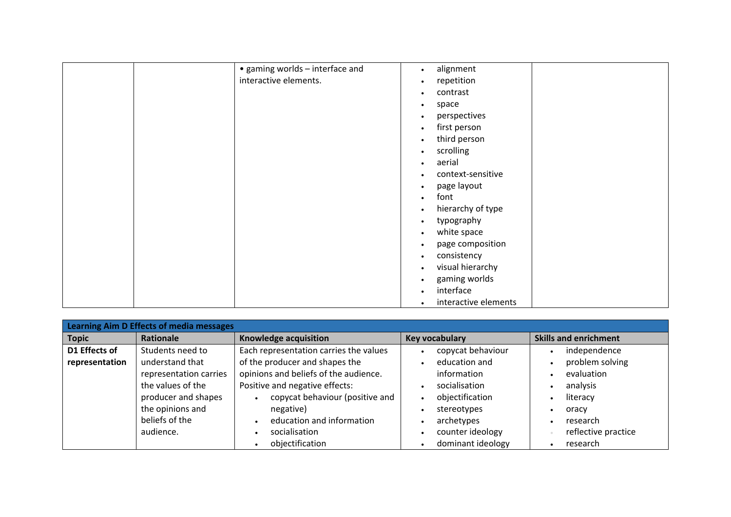| | | | | |
|---|---|---|---|---|
| | | • gaming worlds – interface and interactive elements. | • alignment<br>• repetition<br>• contrast<br>• space<br>• perspectives<br>• first person<br>• third person<br>• scrolling<br>• aerial<br>• context-sensitive<br>• page layout<br>• font<br>• hierarchy of type<br>• typography<br>• white space<br>• page composition<br>• consistency<br>• visual hierarchy<br>• gaming worlds<br>• interface<br>• interactive elements | |

| **Learning Aim D Effects of media messages** | | | | |
|---|---|---|---|---|
| **Topic** | **Rationale** | **Knowledge acquisition** | **Key vocabulary** | **Skills and enrichment** |
| **D1 Effects of representation** | Students need to understand that representation carries the values of the producer and shapes the opinions and beliefs of the audience. | Each representation carries the values of the producer and shapes the opinions and beliefs of the audience.<br>Positive and negative effects:<br>• copycat behaviour (positive and negative)<br>• education and information<br>• socialisation<br>• objectification | • copycat behaviour<br>• education and information<br>• socialisation<br>• objectification<br>• stereotypes<br>• archetypes<br>• counter ideology<br>• dominant ideology | • independence<br>• problem solving<br>• evaluation<br>• analysis<br>• literacy<br>• oracy<br>• research<br>• reflective practice<br>• research |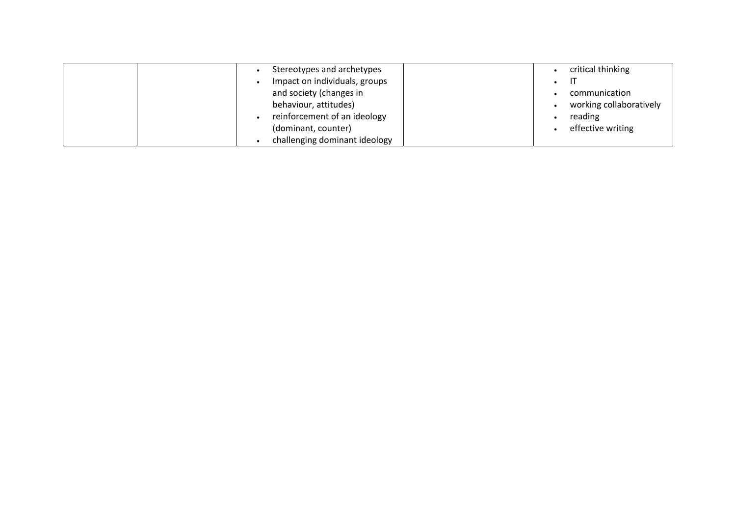| | | | | |
|---|---|---|---|---|
| | | • Stereotypes and archetypes<br>• Impact on individuals, groups and society (changes in behaviour, attitudes)<br>• reinforcement of an ideology (dominant, counter)<br>• challenging dominant ideology | | • critical thinking<br>• IT<br>• communication<br>• working collaboratively<br>• reading<br>• effective writing |